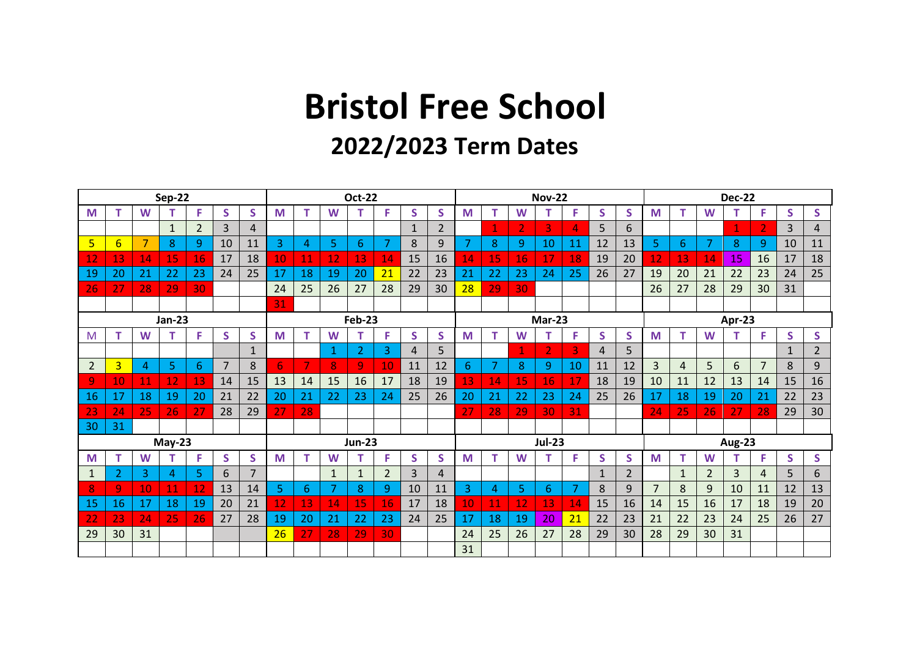# Bristol Free School

## 2022/2023 Term Dates

### Sep-22

| M | T | W | T | F | S | S |
|---|---|---|---|---|---|---|
| | | | 1 | 2 | 3 | 4 |
| 5 | 6 | 7 | 8 | 9 | 10 | 11 |
| 12 | 13 | 14 | 15 | 16 | 17 | 18 |
| 19 | 20 | 21 | 22 | 23 | 24 | 25 |
| 26 | 27 | 28 | 29 | 30 | | |

### Oct-22

| M | T | W | T | F | S | S |
|---|---|---|---|---|---|---|
| | | | | | 1 | 2 |
| 3 | 4 | 5 | 6 | 7 | 8 | 9 |
| 10 | 11 | 12 | 13 | 14 | 15 | 16 |
| 17 | 18 | 19 | 20 | 21 | 22 | 23 |
| 24 | 25 | 26 | 27 | 28 | 29 | 30 |
| 31 | | | | | | |

### Nov-22

| M | T | W | T | F | S | S |
|---|---|---|---|---|---|---|
| | 1 | 2 | 3 | 4 | 5 | 6 |
| 7 | 8 | 9 | 10 | 11 | 12 | 13 |
| 14 | 15 | 16 | 17 | 18 | 19 | 20 |
| 21 | 22 | 23 | 24 | 25 | 26 | 27 |
| 28 | 29 | 30 | | | | |

### Dec-22

| M | T | W | T | F | S | S |
|---|---|---|---|---|---|---|
| | | | 1 | 2 | 3 | 4 |
| 5 | 6 | 7 | 8 | 9 | 10 | 11 |
| 12 | 13 | 14 | 15 | 16 | 17 | 18 |
| 19 | 20 | 21 | 22 | 23 | 24 | 25 |
| 26 | 27 | 28 | 29 | 30 | 31 | |

### Jan-23

| M | T | W | T | F | S | S |
|---|---|---|---|---|---|---|
| | | | | | | 1 |
| 2 | 3 | 4 | 5 | 6 | 7 | 8 |
| 9 | 10 | 11 | 12 | 13 | 14 | 15 |
| 16 | 17 | 18 | 19 | 20 | 21 | 22 |
| 23 | 24 | 25 | 26 | 27 | 28 | 29 |
| 30 | 31 | | | | | |

### Feb-23

| M | T | W | T | F | S | S |
|---|---|---|---|---|---|---|
| | | 1 | 2 | 3 | 4 | 5 |
| 6 | 7 | 8 | 9 | 10 | 11 | 12 |
| 13 | 14 | 15 | 16 | 17 | 18 | 19 |
| 20 | 21 | 22 | 23 | 24 | 25 | 26 |
| 27 | 28 | | | | | |

### Mar-23

| M | T | W | T | F | S | S |
|---|---|---|---|---|---|---|
| | | 1 | 2 | 3 | 4 | 5 |
| 6 | 7 | 8 | 9 | 10 | 11 | 12 |
| 13 | 14 | 15 | 16 | 17 | 18 | 19 |
| 20 | 21 | 22 | 23 | 24 | 25 | 26 |
| 27 | 28 | 29 | 30 | 31 | | |

### Apr-23

| M | T | W | T | F | S | S |
|---|---|---|---|---|---|---|
| | | | | | 1 | 2 |
| 3 | 4 | 5 | 6 | 7 | 8 | 9 |
| 10 | 11 | 12 | 13 | 14 | 15 | 16 |
| 17 | 18 | 19 | 20 | 21 | 22 | 23 |
| 24 | 25 | 26 | 27 | 28 | 29 | 30 |

### May-23

| M | T | W | T | F | S | S |
|---|---|---|---|---|---|---|
| 1 | 2 | 3 | 4 | 5 | 6 | 7 |
| 8 | 9 | 10 | 11 | 12 | 13 | 14 |
| 15 | 16 | 17 | 18 | 19 | 20 | 21 |
| 22 | 23 | 24 | 25 | 26 | 27 | 28 |
| 29 | 30 | 31 | | | | |

### Jun-23

| M | T | W | T | F | S | S |
|---|---|---|---|---|---|---|
| | | 1 | 1 | 2 | 3 | 4 |
| 5 | 6 | 7 | 8 | 9 | 10 | 11 |
| 12 | 13 | 14 | 15 | 16 | 17 | 18 |
| 19 | 20 | 21 | 22 | 23 | 24 | 25 |
| 26 | 27 | 28 | 29 | 30 | | |

### Jul-23

| M | T | W | T | F | S | S |
|---|---|---|---|---|---|---|
| | | | | | 1 | 2 |
| 3 | 4 | 5 | 6 | 7 | 8 | 9 |
| 10 | 11 | 12 | 13 | 14 | 15 | 16 |
| 17 | 18 | 19 | 20 | 21 | 22 | 23 |
| 24 | 25 | 26 | 27 | 28 | 29 | 30 |
| 31 | | | | | | |

### Aug-23

| M | T | W | T | F | S | S |
|---|---|---|---|---|---|---|
| | 1 | 2 | 3 | 4 | 5 | 6 |
| 7 | 8 | 9 | 10 | 11 | 12 | 13 |
| 14 | 15 | 16 | 17 | 18 | 19 | 20 |
| 21 | 22 | 23 | 24 | 25 | 26 | 27 |
| 28 | 29 | 30 | 31 | | | |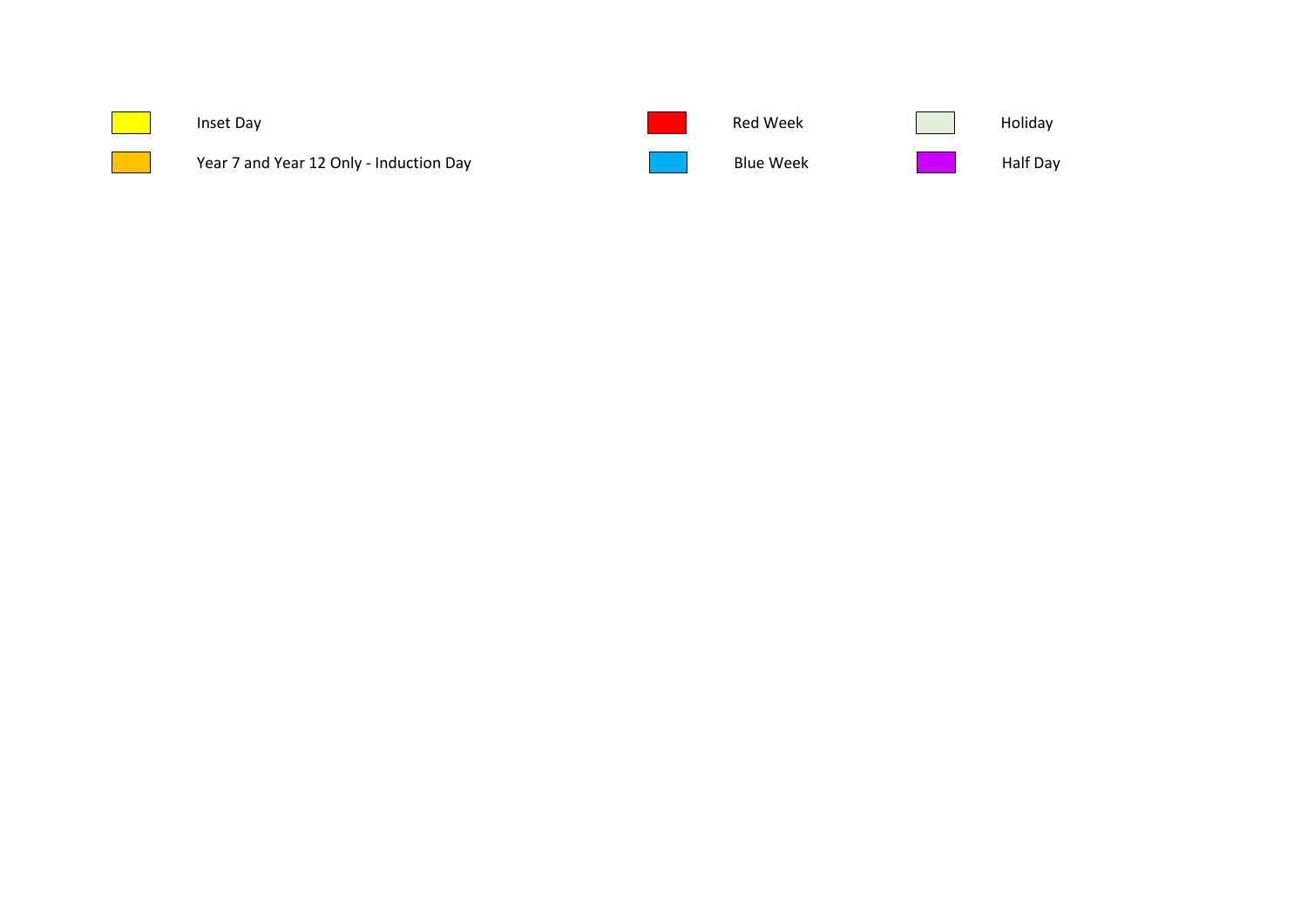| | | | | | |
|---|---|---|---|---|---|
| | Inset Day | | Red Week | | Holiday |
| | Year 7 and Year 12 Only - Induction Day | | Blue Week | | Half Day |